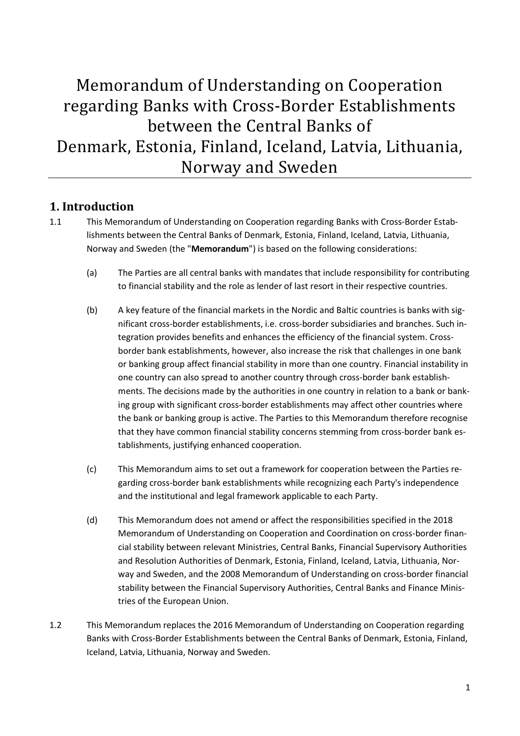# Memorandum of Understanding on Cooperation regarding Banks with Cross-Border Establishments between the Central Banks of Denmark, Estonia, Finland, Iceland, Latvia, Lithuania, Norway and Sweden

## 1. Introduction

1.1 This Memorandum of Understanding on Cooperation regarding Banks with Cross-Border Establishments between the Central Banks of Denmark, Estonia, Finland, Iceland, Latvia, Lithuania, Norway and Sweden (the "**Memorandum**") is based on the following considerations:

(a) The Parties are all central banks with mandates that include responsibility for contributing to financial stability and the role as lender of last resort in their respective countries.

(b) A key feature of the financial markets in the Nordic and Baltic countries is banks with significant cross-border establishments, i.e. cross-border subsidiaries and branches. Such integration provides benefits and enhances the efficiency of the financial system. Cross-border bank establishments, however, also increase the risk that challenges in one bank or banking group affect financial stability in more than one country. Financial instability in one country can also spread to another country through cross-border bank establishments. The decisions made by the authorities in one country in relation to a bank or banking group with significant cross-border establishments may affect other countries where the bank or banking group is active. The Parties to this Memorandum therefore recognise that they have common financial stability concerns stemming from cross-border bank establishments, justifying enhanced cooperation.

(c) This Memorandum aims to set out a framework for cooperation between the Parties regarding cross-border bank establishments while recognizing each Party's independence and the institutional and legal framework applicable to each Party.

(d) This Memorandum does not amend or affect the responsibilities specified in the 2018 Memorandum of Understanding on Cooperation and Coordination on cross-border financial stability between relevant Ministries, Central Banks, Financial Supervisory Authorities and Resolution Authorities of Denmark, Estonia, Finland, Iceland, Latvia, Lithuania, Norway and Sweden, and the 2008 Memorandum of Understanding on cross-border financial stability between the Financial Supervisory Authorities, Central Banks and Finance Ministries of the European Union.

1.2 This Memorandum replaces the 2016 Memorandum of Understanding on Cooperation regarding Banks with Cross-Border Establishments between the Central Banks of Denmark, Estonia, Finland, Iceland, Latvia, Lithuania, Norway and Sweden.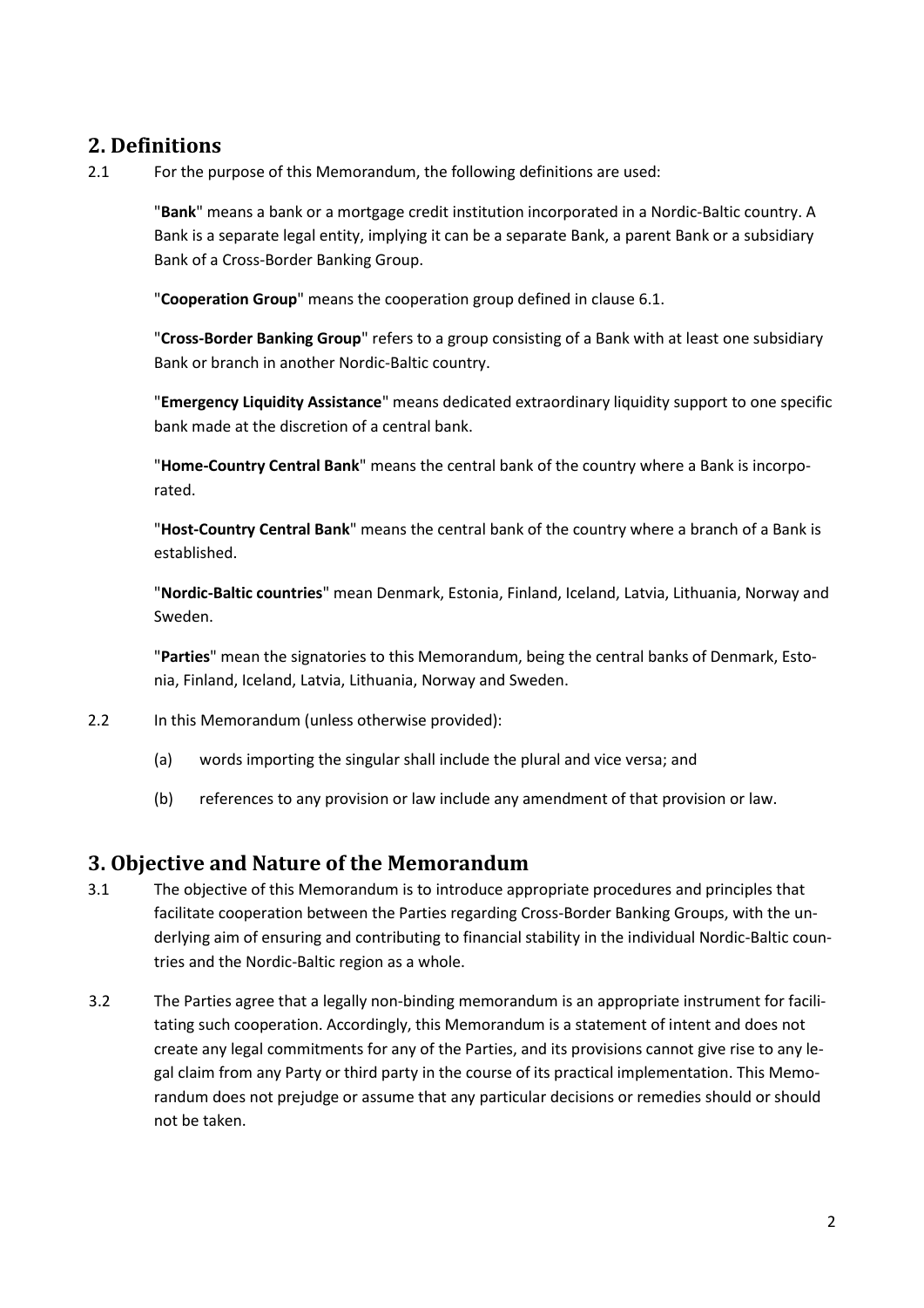## 2. Definitions

2.1 For the purpose of this Memorandum, the following definitions are used:

"**Bank**" means a bank or a mortgage credit institution incorporated in a Nordic-Baltic country. A Bank is a separate legal entity, implying it can be a separate Bank, a parent Bank or a subsidiary Bank of a Cross-Border Banking Group.

"**Cooperation Group**" means the cooperation group defined in clause 6.1.

"**Cross-Border Banking Group**" refers to a group consisting of a Bank with at least one subsidiary Bank or branch in another Nordic-Baltic country.

"**Emergency Liquidity Assistance**" means dedicated extraordinary liquidity support to one specific bank made at the discretion of a central bank.

"**Home-Country Central Bank**" means the central bank of the country where a Bank is incorporated.

"**Host-Country Central Bank**" means the central bank of the country where a branch of a Bank is established.

"**Nordic-Baltic countries**" mean Denmark, Estonia, Finland, Iceland, Latvia, Lithuania, Norway and Sweden.

"**Parties**" mean the signatories to this Memorandum, being the central banks of Denmark, Estonia, Finland, Iceland, Latvia, Lithuania, Norway and Sweden.

2.2 In this Memorandum (unless otherwise provided):

(a) words importing the singular shall include the plural and vice versa; and

(b) references to any provision or law include any amendment of that provision or law.

## 3. Objective and Nature of the Memorandum

3.1 The objective of this Memorandum is to introduce appropriate procedures and principles that facilitate cooperation between the Parties regarding Cross-Border Banking Groups, with the underlying aim of ensuring and contributing to financial stability in the individual Nordic-Baltic countries and the Nordic-Baltic region as a whole.

3.2 The Parties agree that a legally non-binding memorandum is an appropriate instrument for facilitating such cooperation. Accordingly, this Memorandum is a statement of intent and does not create any legal commitments for any of the Parties, and its provisions cannot give rise to any legal claim from any Party or third party in the course of its practical implementation. This Memorandum does not prejudge or assume that any particular decisions or remedies should or should not be taken.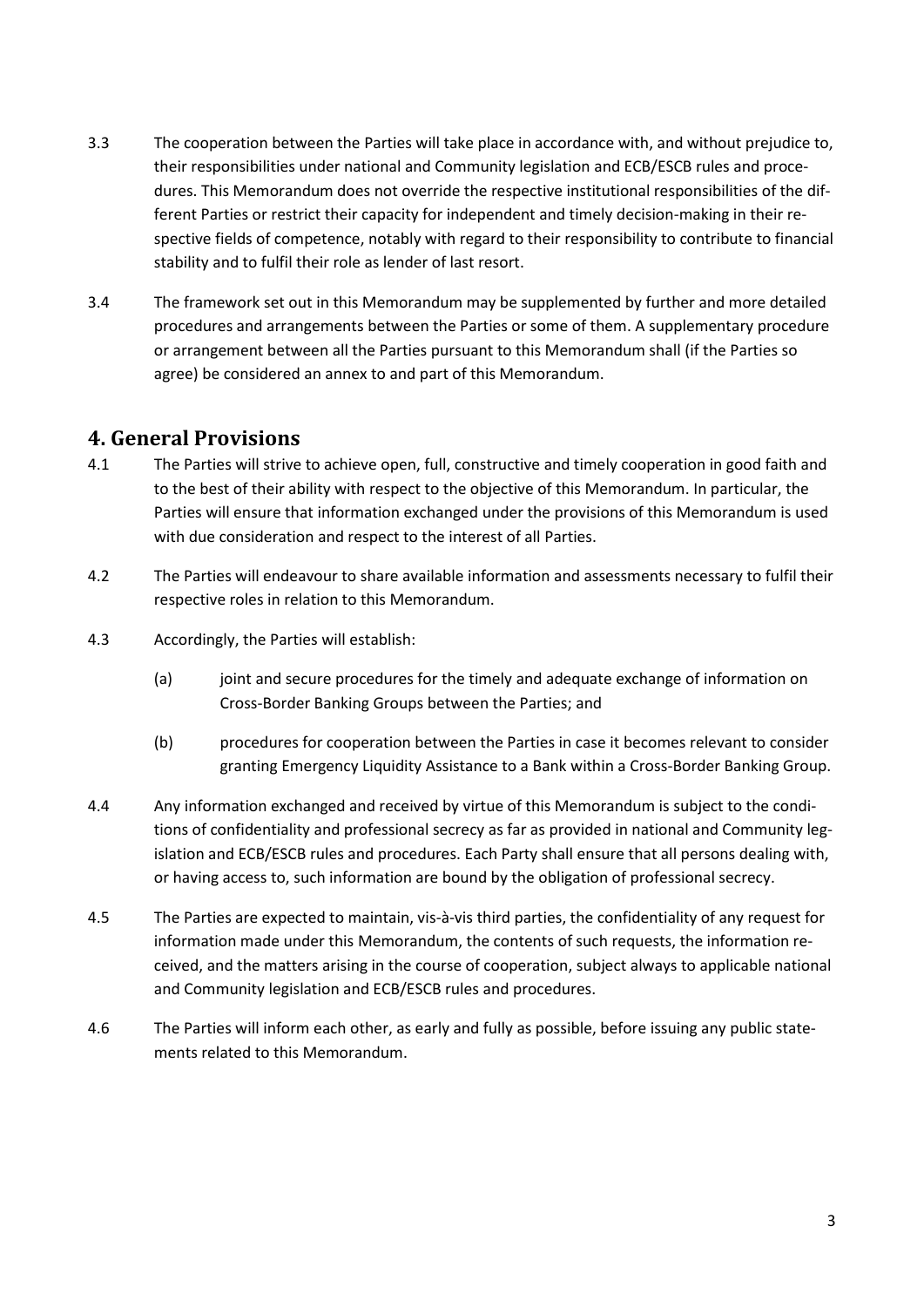3.3 The cooperation between the Parties will take place in accordance with, and without prejudice to, their responsibilities under national and Community legislation and ECB/ESCB rules and procedures. This Memorandum does not override the respective institutional responsibilities of the different Parties or restrict their capacity for independent and timely decision-making in their respective fields of competence, notably with regard to their responsibility to contribute to financial stability and to fulfil their role as lender of last resort.

3.4 The framework set out in this Memorandum may be supplemented by further and more detailed procedures and arrangements between the Parties or some of them. A supplementary procedure or arrangement between all the Parties pursuant to this Memorandum shall (if the Parties so agree) be considered an annex to and part of this Memorandum.

## 4. General Provisions

4.1 The Parties will strive to achieve open, full, constructive and timely cooperation in good faith and to the best of their ability with respect to the objective of this Memorandum. In particular, the Parties will ensure that information exchanged under the provisions of this Memorandum is used with due consideration and respect to the interest of all Parties.

4.2 The Parties will endeavour to share available information and assessments necessary to fulfil their respective roles in relation to this Memorandum.

4.3 Accordingly, the Parties will establish:

(a) joint and secure procedures for the timely and adequate exchange of information on Cross-Border Banking Groups between the Parties; and

(b) procedures for cooperation between the Parties in case it becomes relevant to consider granting Emergency Liquidity Assistance to a Bank within a Cross-Border Banking Group.

4.4 Any information exchanged and received by virtue of this Memorandum is subject to the conditions of confidentiality and professional secrecy as far as provided in national and Community legislation and ECB/ESCB rules and procedures. Each Party shall ensure that all persons dealing with, or having access to, such information are bound by the obligation of professional secrecy.

4.5 The Parties are expected to maintain, vis-à-vis third parties, the confidentiality of any request for information made under this Memorandum, the contents of such requests, the information received, and the matters arising in the course of cooperation, subject always to applicable national and Community legislation and ECB/ESCB rules and procedures.

4.6 The Parties will inform each other, as early and fully as possible, before issuing any public statements related to this Memorandum.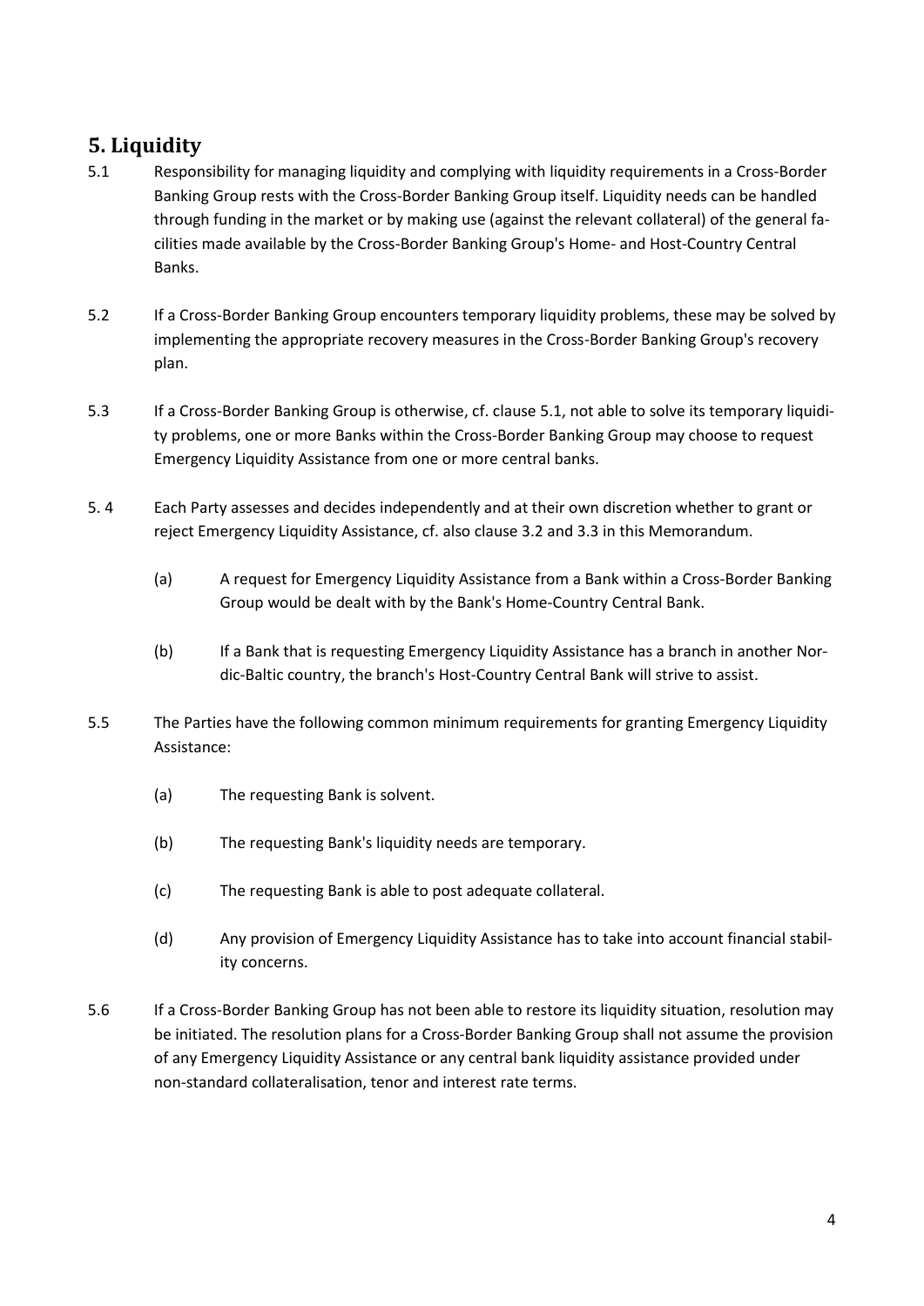## 5. Liquidity

5.1 Responsibility for managing liquidity and complying with liquidity requirements in a Cross-Border Banking Group rests with the Cross-Border Banking Group itself. Liquidity needs can be handled through funding in the market or by making use (against the relevant collateral) of the general facilities made available by the Cross-Border Banking Group's Home- and Host-Country Central Banks.

5.2 If a Cross-Border Banking Group encounters temporary liquidity problems, these may be solved by implementing the appropriate recovery measures in the Cross-Border Banking Group's recovery plan.

5.3 If a Cross-Border Banking Group is otherwise, cf. clause 5.1, not able to solve its temporary liquidity problems, one or more Banks within the Cross-Border Banking Group may choose to request Emergency Liquidity Assistance from one or more central banks.

5.4 Each Party assesses and decides independently and at their own discretion whether to grant or reject Emergency Liquidity Assistance, cf. also clause 3.2 and 3.3 in this Memorandum.

- (a) A request for Emergency Liquidity Assistance from a Bank within a Cross-Border Banking Group would be dealt with by the Bank's Home-Country Central Bank.
- (b) If a Bank that is requesting Emergency Liquidity Assistance has a branch in another Nordic-Baltic country, the branch's Host-Country Central Bank will strive to assist.

5.5 The Parties have the following common minimum requirements for granting Emergency Liquidity Assistance:

- (a) The requesting Bank is solvent.
- (b) The requesting Bank's liquidity needs are temporary.
- (c) The requesting Bank is able to post adequate collateral.
- (d) Any provision of Emergency Liquidity Assistance has to take into account financial stability concerns.

5.6 If a Cross-Border Banking Group has not been able to restore its liquidity situation, resolution may be initiated. The resolution plans for a Cross-Border Banking Group shall not assume the provision of any Emergency Liquidity Assistance or any central bank liquidity assistance provided under non-standard collateralisation, tenor and interest rate terms.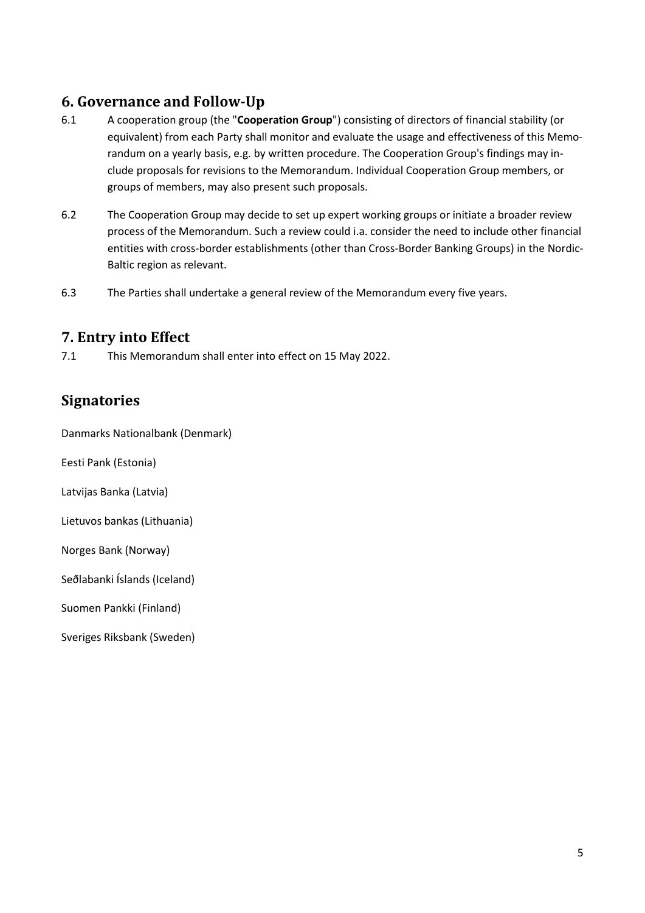## 6. Governance and Follow-Up

6.1 A cooperation group (the "**Cooperation Group**") consisting of directors of financial stability (or equivalent) from each Party shall monitor and evaluate the usage and effectiveness of this Memorandum on a yearly basis, e.g. by written procedure. The Cooperation Group's findings may include proposals for revisions to the Memorandum. Individual Cooperation Group members, or groups of members, may also present such proposals.

6.2 The Cooperation Group may decide to set up expert working groups or initiate a broader review process of the Memorandum. Such a review could i.a. consider the need to include other financial entities with cross-border establishments (other than Cross-Border Banking Groups) in the Nordic-Baltic region as relevant.

6.3 The Parties shall undertake a general review of the Memorandum every five years.

## 7. Entry into Effect

7.1 This Memorandum shall enter into effect on 15 May 2022.

## Signatories

Danmarks Nationalbank (Denmark)

Eesti Pank (Estonia)

Latvijas Banka (Latvia)

Lietuvos bankas (Lithuania)

Norges Bank (Norway)

Seðlabanki Íslands (Iceland)

Suomen Pankki (Finland)

Sveriges Riksbank (Sweden)